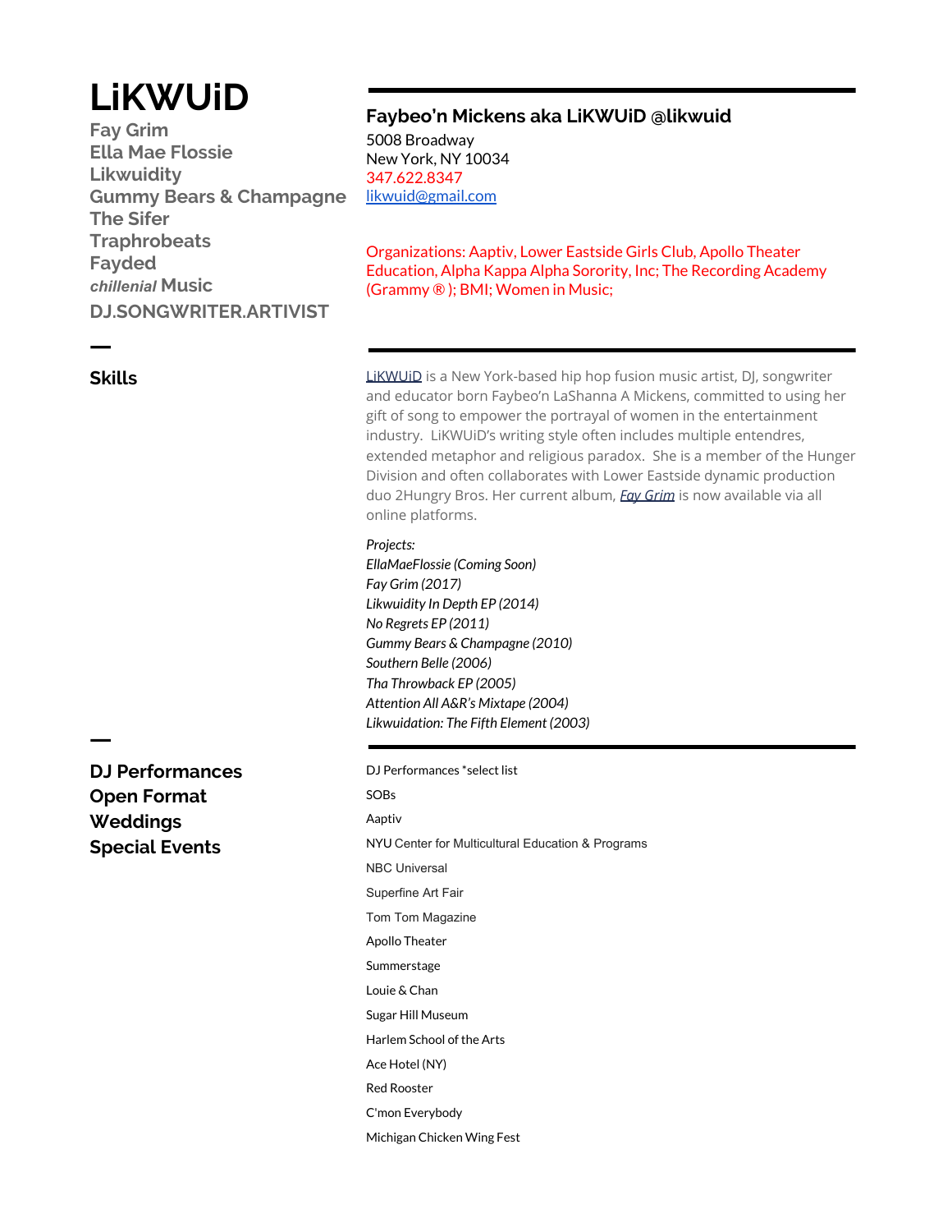# LiKWUiD

**Fay Grim**
**Ella Mae Flossie**
**Likwuidity**
**Gummy Bears & Champagne**
**The Sifer**
**Traphrobeats**
**Fayded**
***chillenial* Music**
**DJ.SONGWRITER.ARTIVIST**

## Faybeo'n Mickens aka LiKWUiD @likwuid

5008 Broadway
New York, NY 10034
347.622.8347
likwuid@gmail.com

Organizations: Aaptiv, Lower Eastside Girls Club, Apollo Theater Education, Alpha Kappa Alpha Sorority, Inc; The Recording Academy (Grammy ® ); BMI; Women in Music;

## Skills

LiKWUiD is a New York-based hip hop fusion music artist, DJ, songwriter and educator born Faybeo'n LaShanna A Mickens, committed to using her gift of song to empower the portrayal of women in the entertainment industry. LiKWUiD's writing style often includes multiple entendres, extended metaphor and religious paradox. She is a member of the Hunger Division and often collaborates with Lower Eastside dynamic production duo 2Hungry Bros. Her current album, *Fay Grim* is now available via all online platforms.

*Projects:*
*EllaMaeFlossie (Coming Soon)*
*Fay Grim (2017)*
*Likwuidity In Depth EP (2014)*
*No Regrets EP (2011)*
*Gummy Bears & Champagne (2010)*
*Southern Belle (2006)*
*Tha Throwback EP (2005)*
*Attention All A&R's Mixtape (2004)*
*Likwuidation: The Fifth Element (2003)*

## DJ Performances
## Open Format
## Weddings
## Special Events

DJ Performances *select list

SOBs
Aaptiv
NYU Center for Multicultural Education & Programs
NBC Universal
Superfine Art Fair
Tom Tom Magazine
Apollo Theater
Summerstage
Louie & Chan
Sugar Hill Museum
Harlem School of the Arts
Ace Hotel (NY)
Red Rooster
C'mon Everybody
Michigan Chicken Wing Fest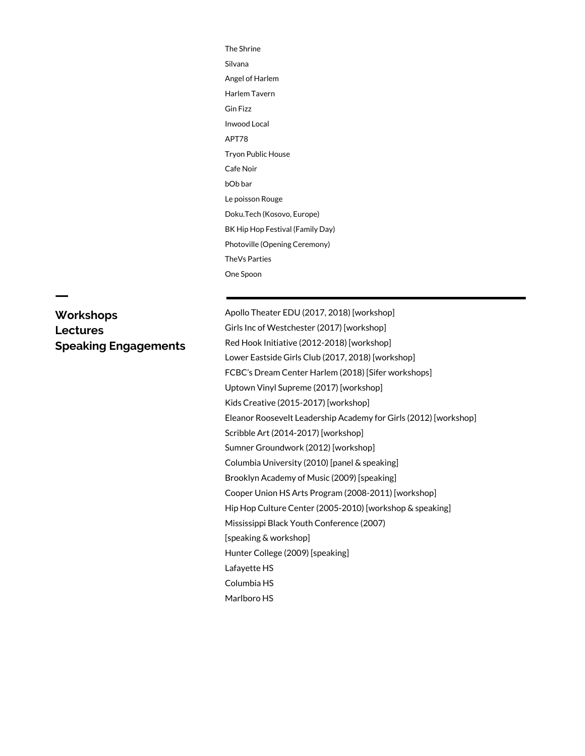The Shrine

Silvana

Angel of Harlem

Harlem Tavern

Gin Fizz

Inwood Local

APT78

Tryon Public House

Cafe Noir

bOb bar

Le poisson Rouge

Doku.Tech (Kosovo, Europe)

BK Hip Hop Festival (Family Day)

Photoville (Opening Ceremony)

TheVs Parties

One Spoon

---

## Workshops
## Lectures
## Speaking Engagements

Apollo Theater EDU (2017, 2018) [workshop]

Girls Inc of Westchester (2017) [workshop]

Red Hook Initiative (2012-2018) [workshop]

Lower Eastside Girls Club (2017, 2018) [workshop]

FCBC's Dream Center Harlem (2018) [Sifer workshops]

Uptown Vinyl Supreme (2017) [workshop]

Kids Creative (2015-2017) [workshop]

Eleanor Roosevelt Leadership Academy for Girls (2012) [workshop]

Scribble Art (2014-2017) [workshop]

Sumner Groundwork (2012) [workshop]

Columbia University (2010) [panel & speaking]

Brooklyn Academy of Music (2009) [speaking]

Cooper Union HS Arts Program (2008-2011) [workshop]

Hip Hop Culture Center (2005-2010) [workshop & speaking]

Mississippi Black Youth Conference (2007)
[speaking & workshop]

Hunter College (2009) [speaking]

Lafayette HS

Columbia HS

Marlboro HS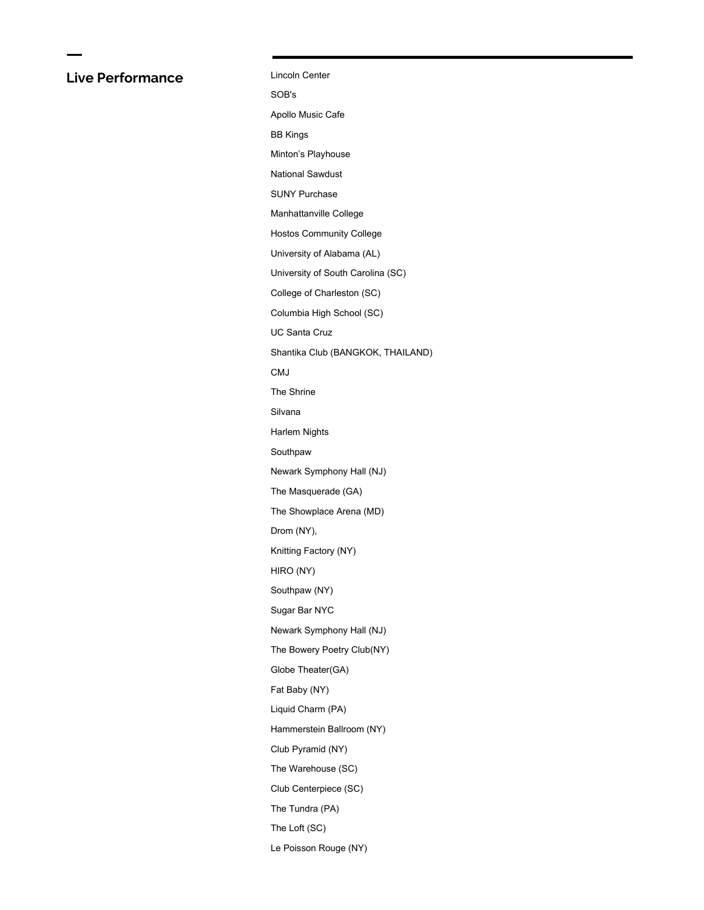## Live Performance

Lincoln Center

SOB's

Apollo Music Cafe

BB Kings

Minton's Playhouse

National Sawdust

SUNY Purchase

Manhattanville College

Hostos Community College

University of Alabama (AL)

University of South Carolina (SC)

College of Charleston (SC)

Columbia High School (SC)

UC Santa Cruz

Shantika Club (BANGKOK, THAILAND)

CMJ

The Shrine

Silvana

Harlem Nights

Southpaw

Newark Symphony Hall (NJ)

The Masquerade (GA)

The Showplace Arena (MD)

Drom (NY),

Knitting Factory (NY)

HIRO (NY)

Southpaw (NY)

Sugar Bar NYC

Newark Symphony Hall (NJ)

The Bowery Poetry Club(NY)

Globe Theater(GA)

Fat Baby (NY)

Liquid Charm (PA)

Hammerstein Ballroom (NY)

Club Pyramid (NY)

The Warehouse (SC)

Club Centerpiece (SC)

The Tundra (PA)

The Loft (SC)

Le Poisson Rouge (NY)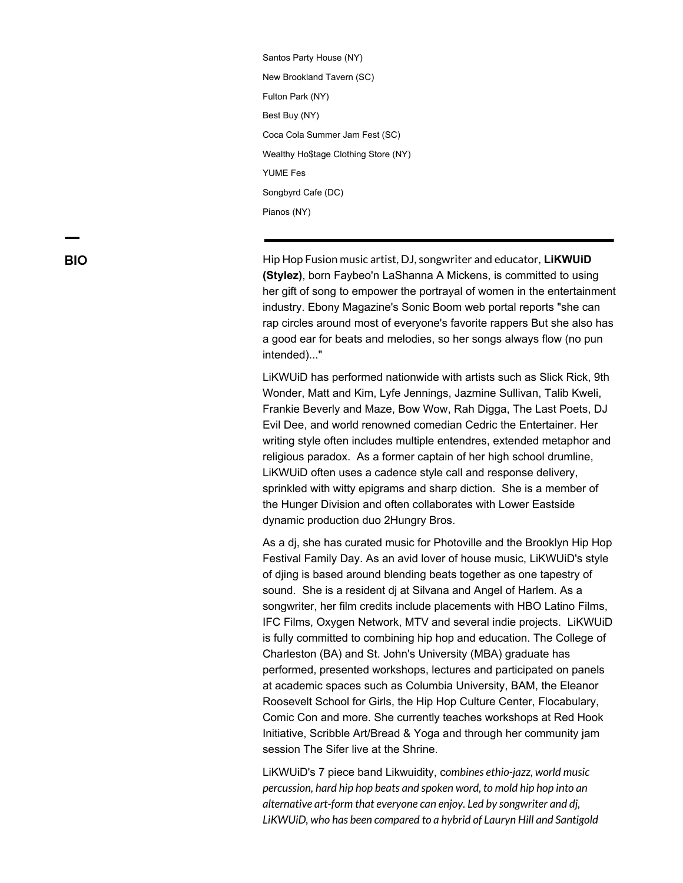Santos Party House (NY)

New Brookland Tavern (SC)

Fulton Park (NY)

Best Buy (NY)

Coca Cola Summer Jam Fest (SC)

Wealthy Ho$tage Clothing Store (NY)

YUME Fes

Songbyrd Cafe (DC)

Pianos (NY)

## BIO

Hip Hop Fusion music artist, DJ, songwriter and educator, **LiKWUiD (Stylez)**, born Faybeo'n LaShanna A Mickens, is committed to using her gift of song to empower the portrayal of women in the entertainment industry. Ebony Magazine's Sonic Boom web portal reports "she can rap circles around most of everyone's favorite rappers But she also has a good ear for beats and melodies, so her songs always flow (no pun intended)..."

LiKWUiD has performed nationwide with artists such as Slick Rick, 9th Wonder, Matt and Kim, Lyfe Jennings, Jazmine Sullivan, Talib Kweli, Frankie Beverly and Maze, Bow Wow, Rah Digga, The Last Poets, DJ Evil Dee, and world renowned comedian Cedric the Entertainer. Her writing style often includes multiple entendres, extended metaphor and religious paradox. As a former captain of her high school drumline, LiKWUiD often uses a cadence style call and response delivery, sprinkled with witty epigrams and sharp diction. She is a member of the Hunger Division and often collaborates with Lower Eastside dynamic production duo 2Hungry Bros.

As a dj, she has curated music for Photoville and the Brooklyn Hip Hop Festival Family Day. As an avid lover of house music, LiKWUiD's style of djing is based around blending beats together as one tapestry of sound. She is a resident dj at Silvana and Angel of Harlem. As a songwriter, her film credits include placements with HBO Latino Films, IFC Films, Oxygen Network, MTV and several indie projects. LiKWUiD is fully committed to combining hip hop and education. The College of Charleston (BA) and St. John's University (MBA) graduate has performed, presented workshops, lectures and participated on panels at academic spaces such as Columbia University, BAM, the Eleanor Roosevelt School for Girls, the Hip Hop Culture Center, Flocabulary, Comic Con and more. She currently teaches workshops at Red Hook Initiative, Scribble Art/Bread & Yoga and through her community jam session The Sifer live at the Shrine.

LiKWUiD's 7 piece band Likwuidity, *combines ethio-jazz, world music percussion, hard hip hop beats and spoken word, to mold hip hop into an alternative art-form that everyone can enjoy. Led by songwriter and dj, LiKWUiD, who has been compared to a hybrid of Lauryn Hill and Santigold*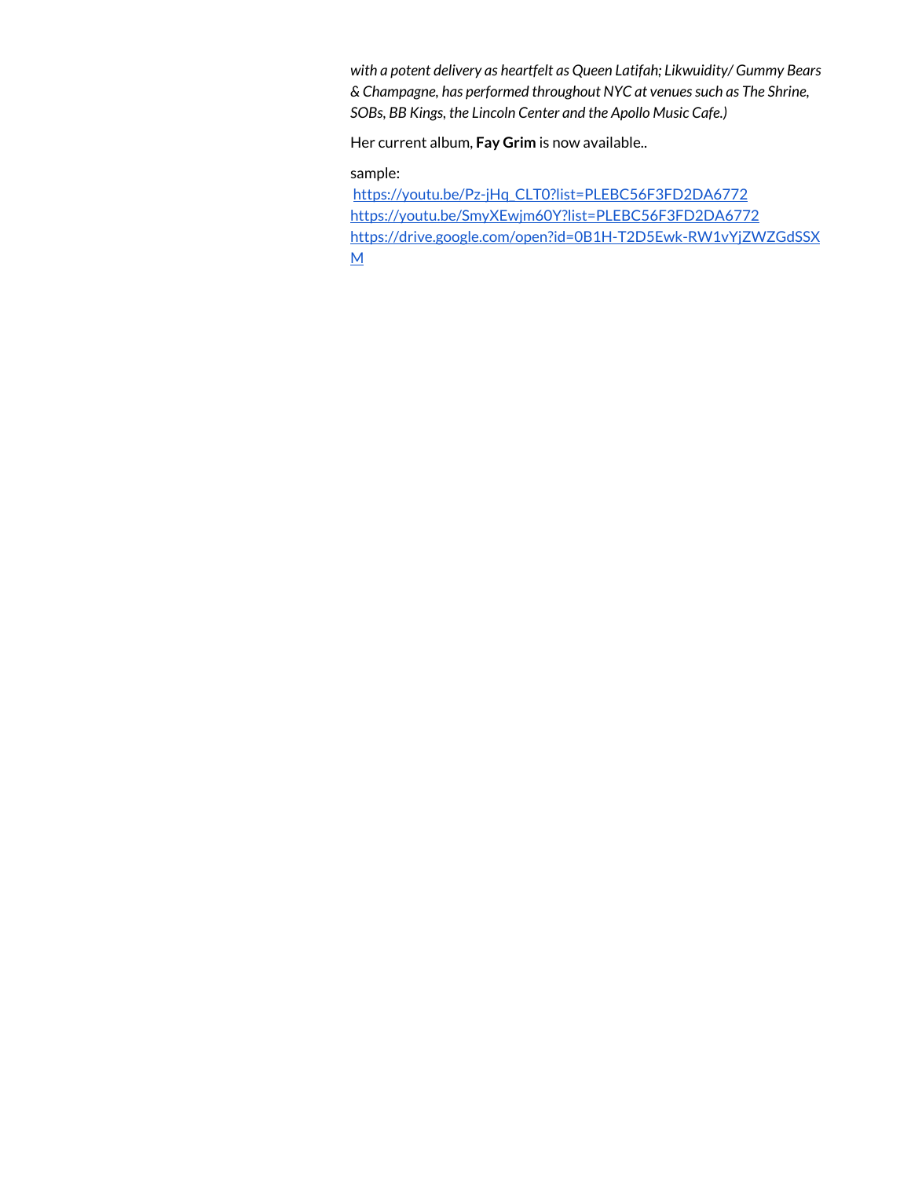*with a potent delivery as heartfelt as Queen Latifah; Likwuidity/ Gummy Bears & Champagne, has performed throughout NYC at venues such as The Shrine, SOBs, BB Kings, the Lincoln Center and the Apollo Music Cafe.)*

Her current album, **Fay Grim** is now available..

sample:
https://youtu.be/Pz-jHq_CLT0?list=PLEBC56F3FD2DA6772
https://youtu.be/SmyXEwjm60Y?list=PLEBC56F3FD2DA6772
https://drive.google.com/open?id=0B1H-T2D5Ewk-RW1vYjZWZGdSSXM